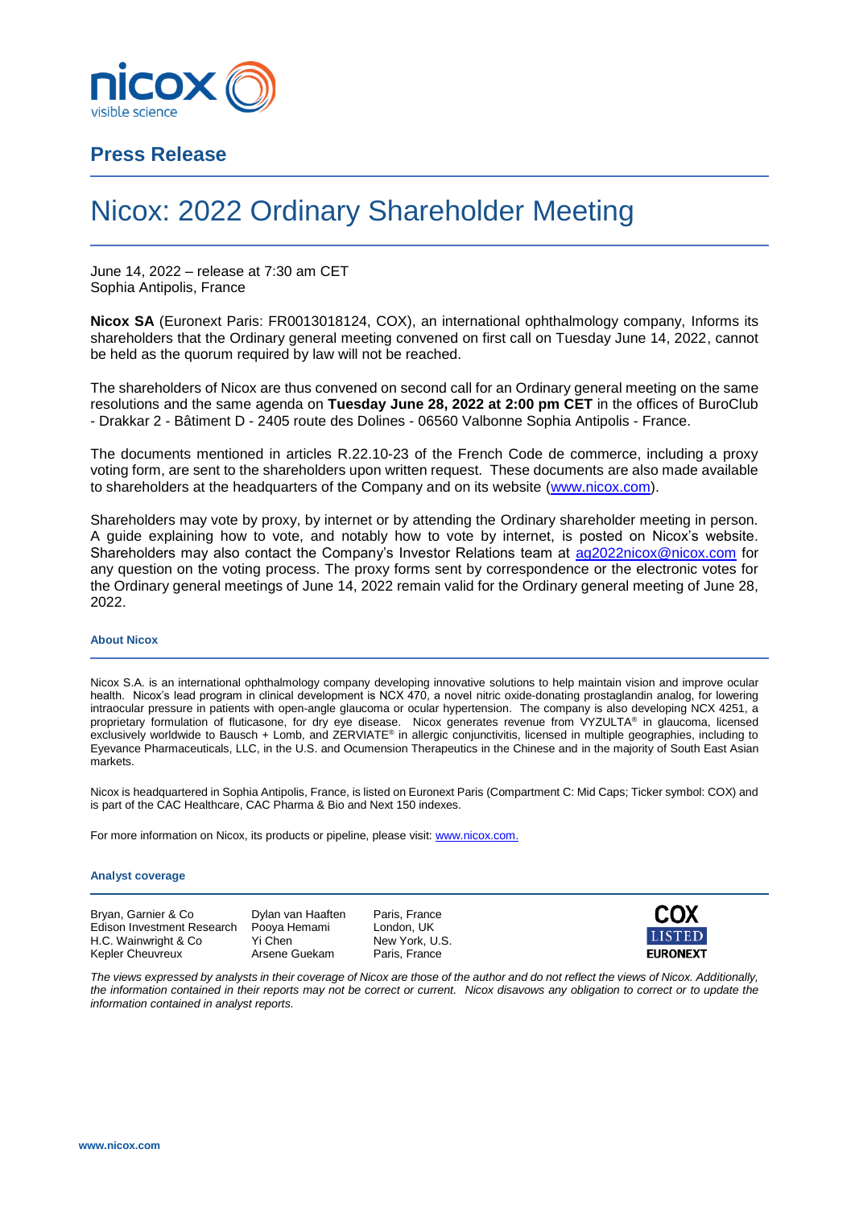nicox
visible science

## Press Release

# Nicox: 2022 Ordinary Shareholder Meeting

June 14, 2022 – release at 7:30 am CET
Sophia Antipolis, France

**Nicox SA** (Euronext Paris: FR0013018124, COX), an international ophthalmology company, Informs its shareholders that the Ordinary general meeting convened on first call on Tuesday June 14, 2022, cannot be held as the quorum required by law will not be reached.

The shareholders of Nicox are thus convened on second call for an Ordinary general meeting on the same resolutions and the same agenda on **Tuesday June 28, 2022 at 2:00 pm CET** in the offices of BuroClub - Drakkar 2 - Bâtiment D - 2405 route des Dolines - 06560 Valbonne Sophia Antipolis - France.

The documents mentioned in articles R.22.10-23 of the French Code de commerce, including a proxy voting form, are sent to the shareholders upon written request. These documents are also made available to shareholders at the headquarters of the Company and on its website (www.nicox.com).

Shareholders may vote by proxy, by internet or by attending the Ordinary shareholder meeting in person. A guide explaining how to vote, and notably how to vote by internet, is posted on Nicox's website. Shareholders may also contact the Company's Investor Relations team at ag2022nicox@nicox.com for any question on the voting process. The proxy forms sent by correspondence or the electronic votes for the Ordinary general meetings of June 14, 2022 remain valid for the Ordinary general meeting of June 28, 2022.

#### About Nicox

Nicox S.A. is an international ophthalmology company developing innovative solutions to help maintain vision and improve ocular health. Nicox's lead program in clinical development is NCX 470, a novel nitric oxide-donating prostaglandin analog, for lowering intraocular pressure in patients with open-angle glaucoma or ocular hypertension. The company is also developing NCX 4251, a proprietary formulation of fluticasone, for dry eye disease. Nicox generates revenue from VYZULTA® in glaucoma, licensed exclusively worldwide to Bausch + Lomb, and ZERVIATE® in allergic conjunctivitis, licensed in multiple geographies, including to Eyevance Pharmaceuticals, LLC, in the U.S. and Ocumension Therapeutics in the Chinese and in the majority of South East Asian markets.

Nicox is headquartered in Sophia Antipolis, France, is listed on Euronext Paris (Compartment C: Mid Caps; Ticker symbol: COX) and is part of the CAC Healthcare, CAC Pharma & Bio and Next 150 indexes.

For more information on Nicox, its products or pipeline, please visit: www.nicox.com.

#### Analyst coverage

| | | |
|---|---|---|
| Bryan, Garnier & Co | Dylan van Haaften | Paris, France |
| Edison Investment Research | Pooya Hemami | London, UK |
| H.C. Wainwright & Co | Yi Chen | New York, U.S. |
| Kepler Cheuvreux | Arsene Guekam | Paris, France |

COX LISTED EURONEXT

*The views expressed by analysts in their coverage of Nicox are those of the author and do not reflect the views of Nicox. Additionally, the information contained in their reports may not be correct or current. Nicox disavows any obligation to correct or to update the information contained in analyst reports.*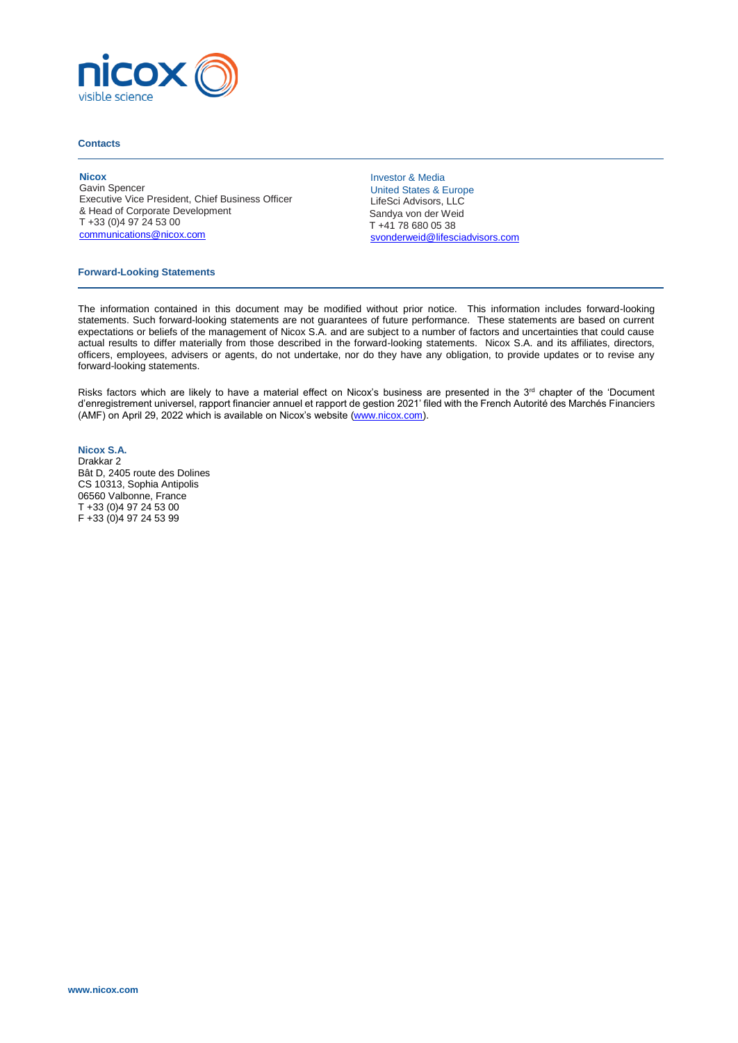### Contacts

**Nicox**
Gavin Spencer
Executive Vice President, Chief Business Officer
& Head of Corporate Development
T +33 (0)4 97 24 53 00
communications@nicox.com

Investor & Media
United States & Europe
LifeSci Advisors, LLC
Sandya von der Weid
T +41 78 680 05 38
svonderweid@lifesciadvisors.com

### Forward-Looking Statements

The information contained in this document may be modified without prior notice. This information includes forward-looking statements. Such forward-looking statements are not guarantees of future performance. These statements are based on current expectations or beliefs of the management of Nicox S.A. and are subject to a number of factors and uncertainties that could cause actual results to differ materially from those described in the forward-looking statements. Nicox S.A. and its affiliates, directors, officers, employees, advisers or agents, do not undertake, nor do they have any obligation, to provide updates or to revise any forward-looking statements.

Risks factors which are likely to have a material effect on Nicox's business are presented in the 3rd chapter of the 'Document d'enregistrement universel, rapport financier annuel et rapport de gestion 2021' filed with the French Autorité des Marchés Financiers (AMF) on April 29, 2022 which is available on Nicox's website (www.nicox.com).

**Nicox S.A.**
Drakkar 2
Bât D, 2405 route des Dolines
CS 10313, Sophia Antipolis
06560 Valbonne, France
T +33 (0)4 97 24 53 00
F +33 (0)4 97 24 53 99